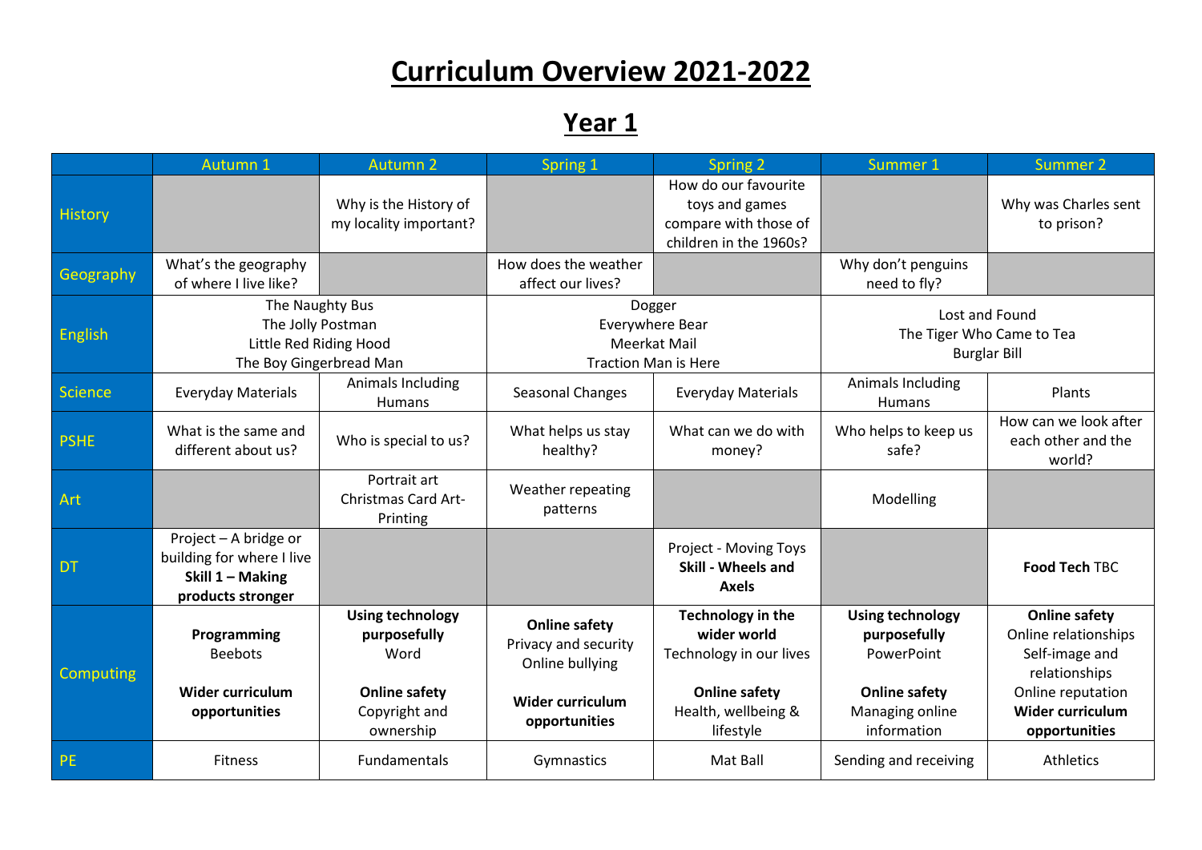# Curriculum Overview 2021-2022

## Year 1

| | Autumn 1 | Autumn 2 | Spring 1 | Spring 2 | Summer 1 | Summer 2 |
|---|---|---|---|---|---|---|
| History | | Why is the History of my locality important? | | How do our favourite toys and games compare with those of children in the 1960s? | | Why was Charles sent to prison? |
| Geography | What's the geography of where I live like? | | How does the weather affect our lives? | | Why don't penguins need to fly? | |
| English | The Naughty Bus<br>The Jolly Postman<br>Little Red Riding Hood<br>The Boy Gingerbread Man | | Dogger<br>Everywhere Bear<br>Meerkat Mail<br>Traction Man is Here | | Lost and Found<br>The Tiger Who Came to Tea<br>Burglar Bill | |
| Science | Everyday Materials | Animals Including Humans | Seasonal Changes | Everyday Materials | Animals Including Humans | Plants |
| PSHE | What is the same and different about us? | Who is special to us? | What helps us stay healthy? | What can we do with money? | Who helps to keep us safe? | How can we look after each other and the world? |
| Art | | Portrait art<br>Christmas Card Art-Printing | Weather repeating patterns | | Modelling | |
| DT | Project – A bridge or building for where I live<br>**Skill 1 – Making products stronger** | | | Project - Moving Toys<br>**Skill - Wheels and Axels** | | **Food Tech** TBC |
| Computing | **Programming**<br>Beebots<br><br>**Wider curriculum opportunities** | **Using technology purposefully**<br>Word<br><br>**Online safety**<br>Copyright and ownership | **Online safety**<br>Privacy and security<br>Online bullying<br><br>**Wider curriculum opportunities** | **Technology in the wider world**<br>Technology in our lives<br><br>**Online safety**<br>Health, wellbeing & lifestyle | **Using technology purposefully**<br>PowerPoint<br><br>**Online safety**<br>Managing online information | **Online safety**<br>Online relationships<br>Self-image and relationships<br>Online reputation<br>**Wider curriculum opportunities** |
| PE | Fitness | Fundamentals | Gymnastics | Mat Ball | Sending and receiving | Athletics |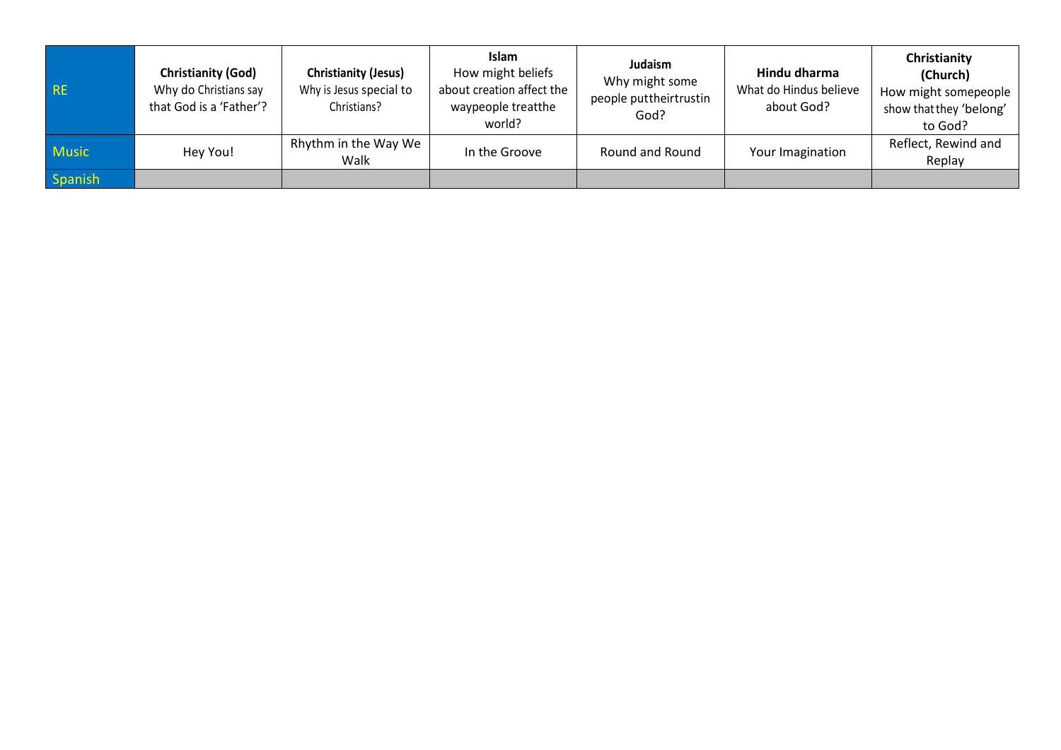| | | | | | | |
|---|---|---|---|---|---|---|
| RE | **Christianity (God)** Why do Christians say that God is a 'Father'? | **Christianity (Jesus)** Why is Jesus special to Christians? | **Islam** How might beliefs about creation affect the waypeople treatthe world? | **Judaism** Why might some people puttheirtrustin God? | **Hindu dharma** What do Hindus believe about God? | **Christianity (Church)** How might somepeople show thatthey 'belong' to God? |
| Music | Hey You! | Rhythm in the Way We Walk | In the Groove | Round and Round | Your Imagination | Reflect, Rewind and Replay |
| Spanish | | | | | | |